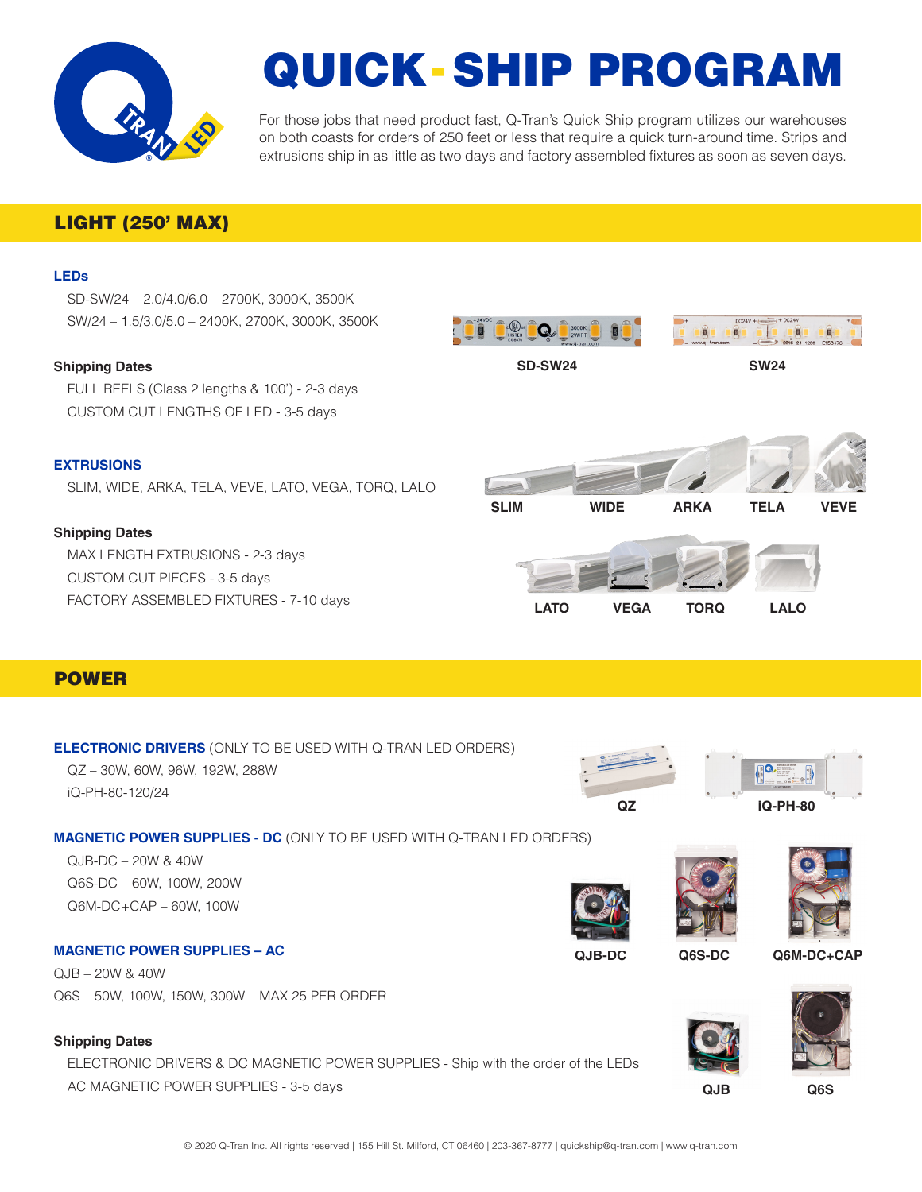# QUICK-SHIP PROGRAM

For those jobs that need product fast, Q-Tran's Quick Ship program utilizes our warehouses on both coasts for orders of 250 feet or less that require a quick turn-around time. Strips and extrusions ship in as little as two days and factory assembled fixtures as soon as seven days.

## LIGHT (250' MAX)

### LEDs

SD-SW/24 – 2.0/4.0/6.0 – 2700K, 3000K, 3500K

SW/24 – 1.5/3.0/5.0 – 2400K, 2700K, 3000K, 3500K

**Shipping Dates**

FULL REELS (Class 2 lengths & 100') - 2-3 days

CUSTOM CUT LENGTHS OF LED - 3-5 days

SD-SW24 SW24

### EXTRUSIONS

SLIM, WIDE, ARKA, TELA, VEVE, LATO, VEGA, TORQ, LALO

**Shipping Dates**

MAX LENGTH EXTRUSIONS - 2-3 days

CUSTOM CUT PIECES - 3-5 days

FACTORY ASSEMBLED FIXTURES - 7-10 days

SLIM WIDE ARKA TELA VEVE

LATO VEGA TORQ LALO

## POWER

### ELECTRONIC DRIVERS (ONLY TO BE USED WITH Q-TRAN LED ORDERS)

QZ – 30W, 60W, 96W, 192W, 288W

iQ-PH-80-120/24

QZ iQ-PH-80

### MAGNETIC POWER SUPPLIES - DC (ONLY TO BE USED WITH Q-TRAN LED ORDERS)

QJB-DC – 20W & 40W

Q6S-DC – 60W, 100W, 200W

Q6M-DC+CAP – 60W, 100W

QJB-DC Q6S-DC Q6M-DC+CAP

### MAGNETIC POWER SUPPLIES – AC

QJB – 20W & 40W

Q6S – 50W, 100W, 150W, 300W – MAX 25 PER ORDER

**Shipping Dates**

ELECTRONIC DRIVERS & DC MAGNETIC POWER SUPPLIES - Ship with the order of the LEDs

AC MAGNETIC POWER SUPPLIES - 3-5 days

QJB Q6S

© 2020 Q-Tran Inc. All rights reserved | 155 Hill St. Milford, CT 06460 | 203-367-8777 | quickship@q-tran.com | www.q-tran.com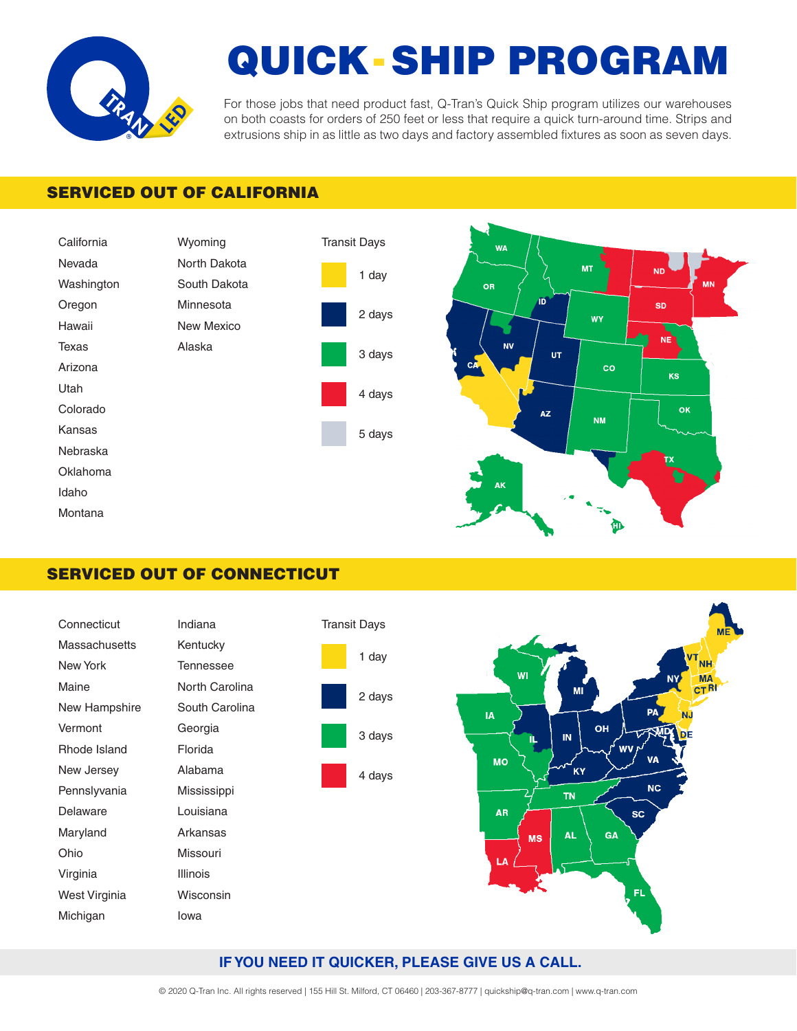# QUICK-SHIP PROGRAM

For those jobs that need product fast, Q-Tran's Quick Ship program utilizes our warehouses on both coasts for orders of 250 feet or less that require a quick turn-around time. Strips and extrusions ship in as little as two days and factory assembled fixtures as soon as seven days.

## SERVICED OUT OF CALIFORNIA

California
Nevada
Washington
Oregon
Hawaii
Texas
Arizona
Utah
Colorado
Kansas
Nebraska
Oklahoma
Idaho
Montana
Wyoming
North Dakota
South Dakota
Minnesota
New Mexico
Alaska

Transit Days

1 day
2 days
3 days
4 days
5 days

WA
OR
CA
NV
ID
MT
WY
UT
AZ
CO
NM
ND
SD
NE
KS
OK
TX
MN
AK
HI

## SERVICED OUT OF CONNECTICUT

Connecticut
Massachusetts
New York
Maine
New Hampshire
Vermont
Rhode Island
New Jersey
Pennslyvania
Delaware
Maryland
Ohio
Virginia
West Virginia
Michigan
Indiana
Kentucky
Tennessee
North Carolina
South Carolina
Georgia
Florida
Alabama
Mississippi
Louisiana
Arkansas
Missouri
Illinois
Wisconsin
Iowa

Transit Days

1 day
2 days
3 days
4 days

ME
VT
NH
MA
CT
RI
NY
NJ
PA
DE
MD
WV
VA
OH
MI
WI
IA
IL
IN
KY
MO
TN
NC
SC
AR
MS
AL
GA
LA
FL

**IF YOU NEED IT QUICKER, PLEASE GIVE US A CALL.**

© 2020 Q-Tran Inc. All rights reserved | 155 Hill St. Milford, CT 06460 | 203-367-8777 | quickship@q-tran.com | www.q-tran.com